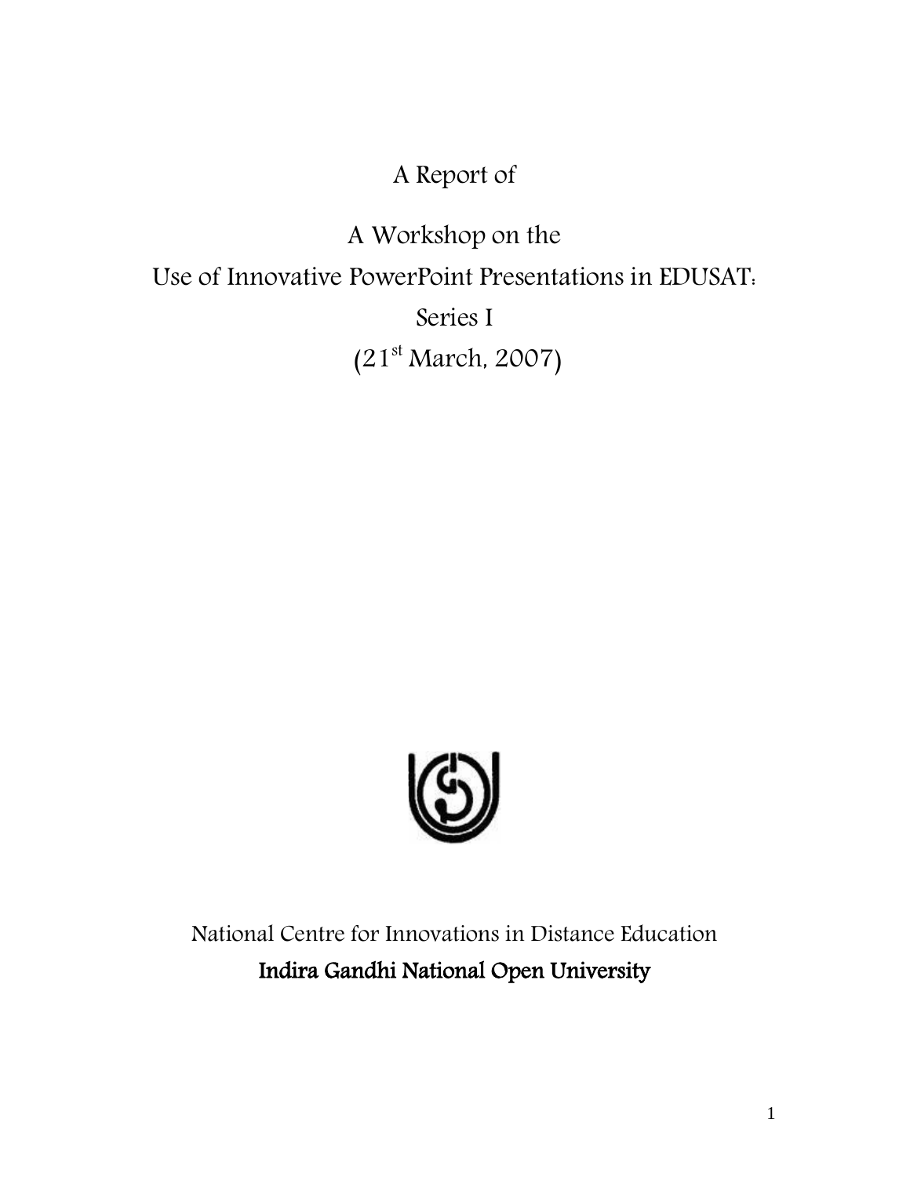# A Report of

# A Workshop on the Use of Innovative PowerPoint Presentations in EDUSAT: Series I (21st March, 2007)

National Centre for Innovations in Distance Education

**Indira Gandhi National Open University**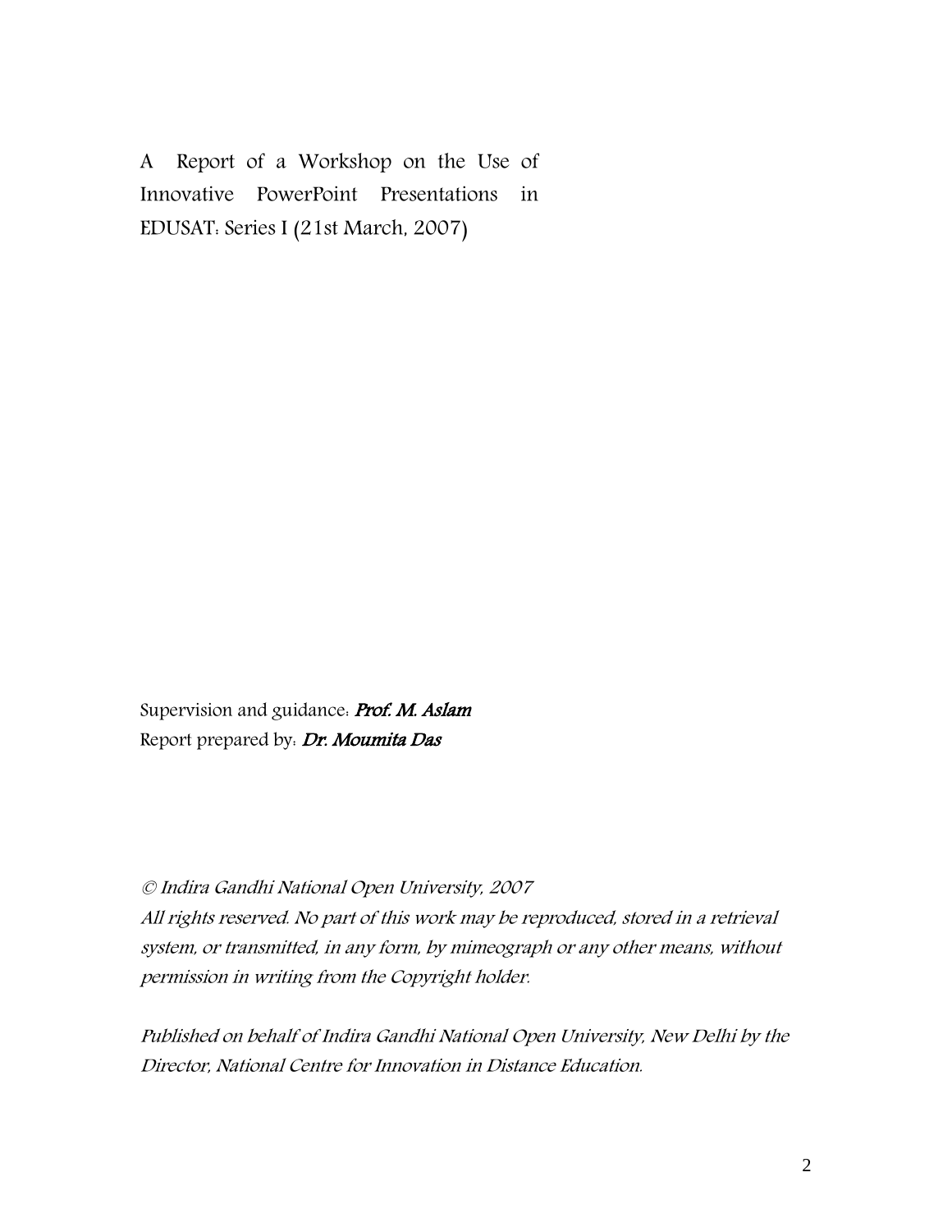A Report of a Workshop on the Use of Innovative PowerPoint Presentations in EDUSAT: Series I (21st March, 2007)

Supervision and guidance: ***Prof. M. Aslam***
Report prepared by: ***Dr. Moumita Das***

*© Indira Gandhi National Open University, 2007*
*All rights reserved. No part of this work may be reproduced, stored in a retrieval system, or transmitted, in any form, by mimeograph or any other means, without permission in writing from the Copyright holder.*

*Published on behalf of Indira Gandhi National Open University, New Delhi by the Director, National Centre for Innovation in Distance Education.*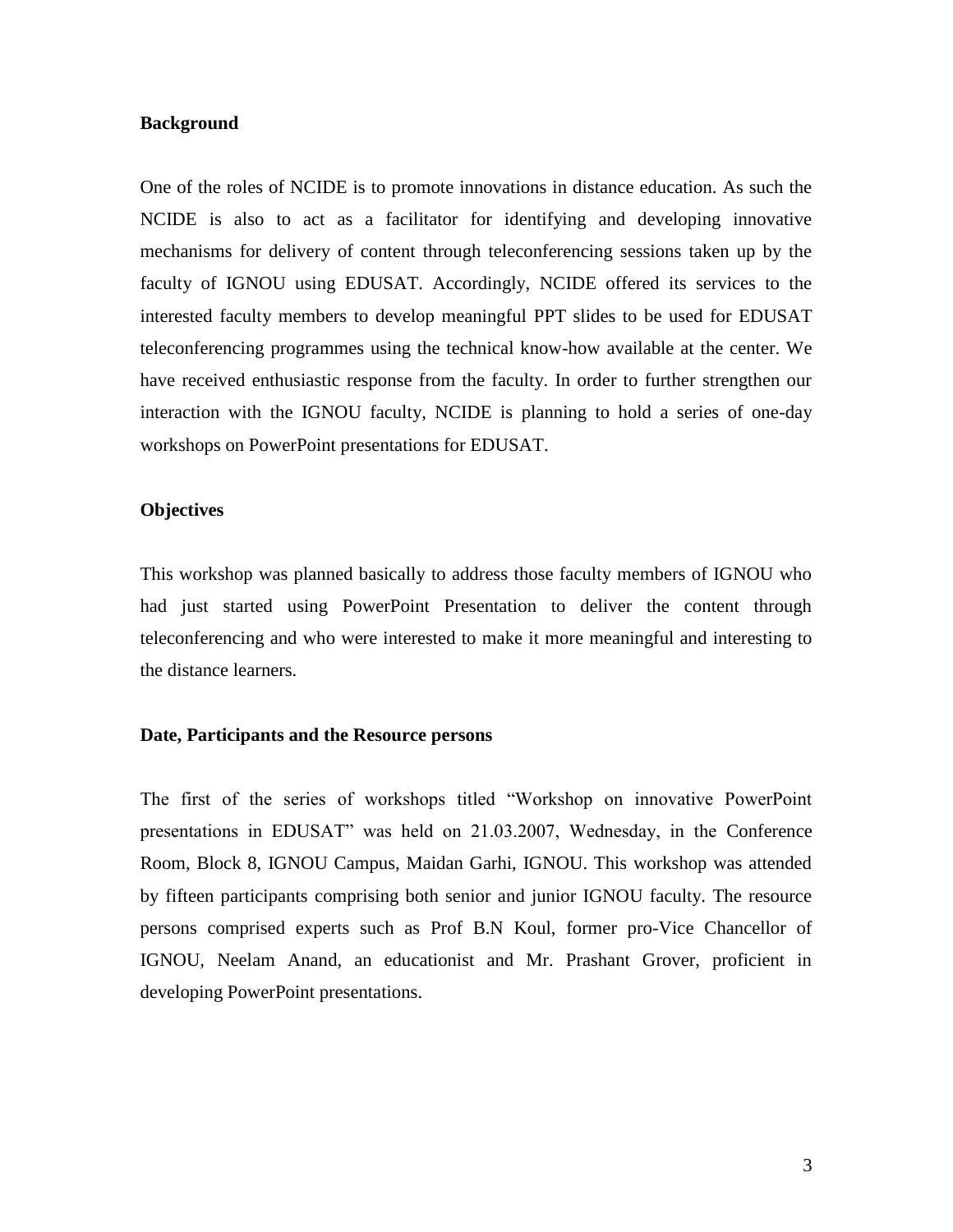## Background

One of the roles of NCIDE is to promote innovations in distance education. As such the NCIDE is also to act as a facilitator for identifying and developing innovative mechanisms for delivery of content through teleconferencing sessions taken up by the faculty of IGNOU using EDUSAT. Accordingly, NCIDE offered its services to the interested faculty members to develop meaningful PPT slides to be used for EDUSAT teleconferencing programmes using the technical know-how available at the center. We have received enthusiastic response from the faculty. In order to further strengthen our interaction with the IGNOU faculty, NCIDE is planning to hold a series of one-day workshops on PowerPoint presentations for EDUSAT.

## Objectives

This workshop was planned basically to address those faculty members of IGNOU who had just started using PowerPoint Presentation to deliver the content through teleconferencing and who were interested to make it more meaningful and interesting to the distance learners.

## Date, Participants and the Resource persons

The first of the series of workshops titled "Workshop on innovative PowerPoint presentations in EDUSAT" was held on 21.03.2007, Wednesday, in the Conference Room, Block 8, IGNOU Campus, Maidan Garhi, IGNOU. This workshop was attended by fifteen participants comprising both senior and junior IGNOU faculty. The resource persons comprised experts such as Prof B.N Koul, former pro-Vice Chancellor of IGNOU, Neelam Anand, an educationist and Mr. Prashant Grover, proficient in developing PowerPoint presentations.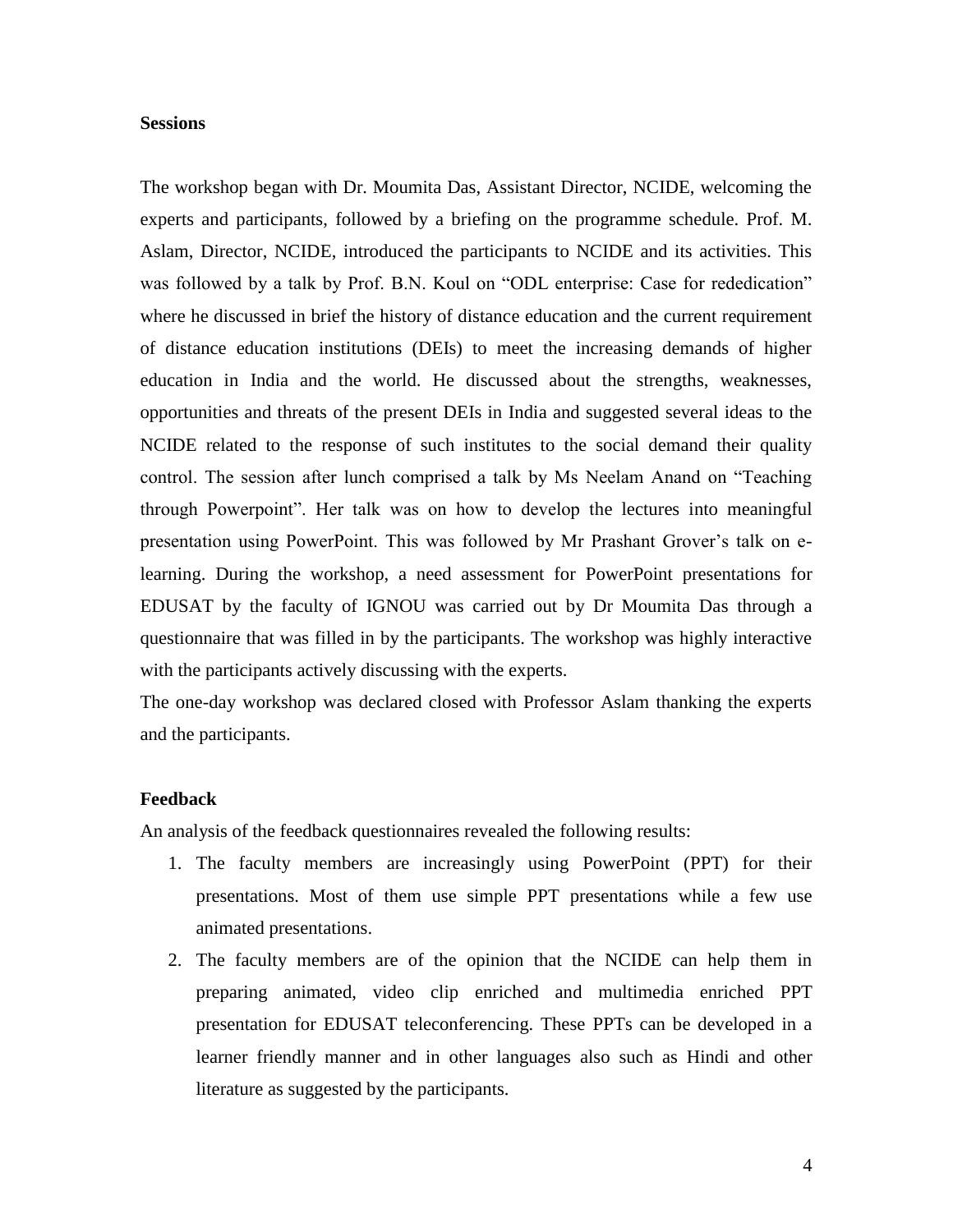**Sessions**

The workshop began with Dr. Moumita Das, Assistant Director, NCIDE, welcoming the experts and participants, followed by a briefing on the programme schedule. Prof. M. Aslam, Director, NCIDE, introduced the participants to NCIDE and its activities. This was followed by a talk by Prof. B.N. Koul on "ODL enterprise: Case for rededication" where he discussed in brief the history of distance education and the current requirement of distance education institutions (DEIs) to meet the increasing demands of higher education in India and the world. He discussed about the strengths, weaknesses, opportunities and threats of the present DEIs in India and suggested several ideas to the NCIDE related to the response of such institutes to the social demand their quality control. The session after lunch comprised a talk by Ms Neelam Anand on "Teaching through Powerpoint". Her talk was on how to develop the lectures into meaningful presentation using PowerPoint. This was followed by Mr Prashant Grover's talk on e-learning. During the workshop, a need assessment for PowerPoint presentations for EDUSAT by the faculty of IGNOU was carried out by Dr Moumita Das through a questionnaire that was filled in by the participants. The workshop was highly interactive with the participants actively discussing with the experts.

The one-day workshop was declared closed with Professor Aslam thanking the experts and the participants.

**Feedback**

An analysis of the feedback questionnaires revealed the following results:

1. The faculty members are increasingly using PowerPoint (PPT) for their presentations. Most of them use simple PPT presentations while a few use animated presentations.
2. The faculty members are of the opinion that the NCIDE can help them in preparing animated, video clip enriched and multimedia enriched PPT presentation for EDUSAT teleconferencing. These PPTs can be developed in a learner friendly manner and in other languages also such as Hindi and other literature as suggested by the participants.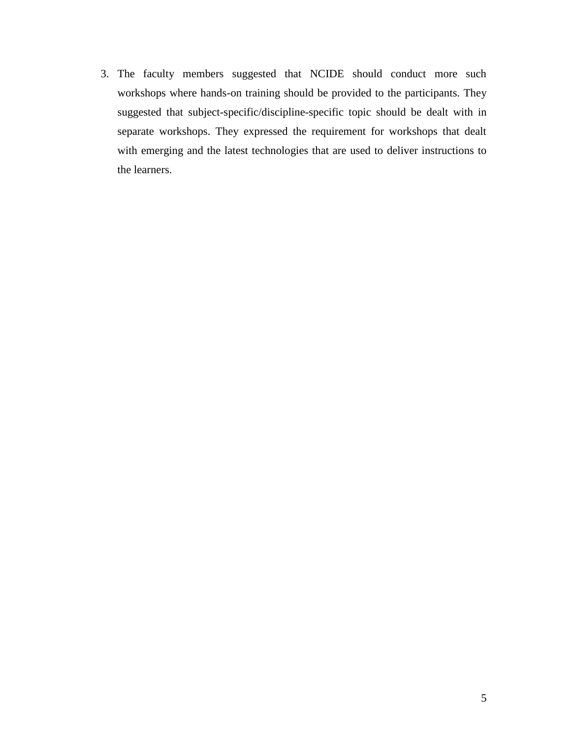3. The faculty members suggested that NCIDE should conduct more such workshops where hands-on training should be provided to the participants. They suggested that subject-specific/discipline-specific topic should be dealt with in separate workshops. They expressed the requirement for workshops that dealt with emerging and the latest technologies that are used to deliver instructions to the learners.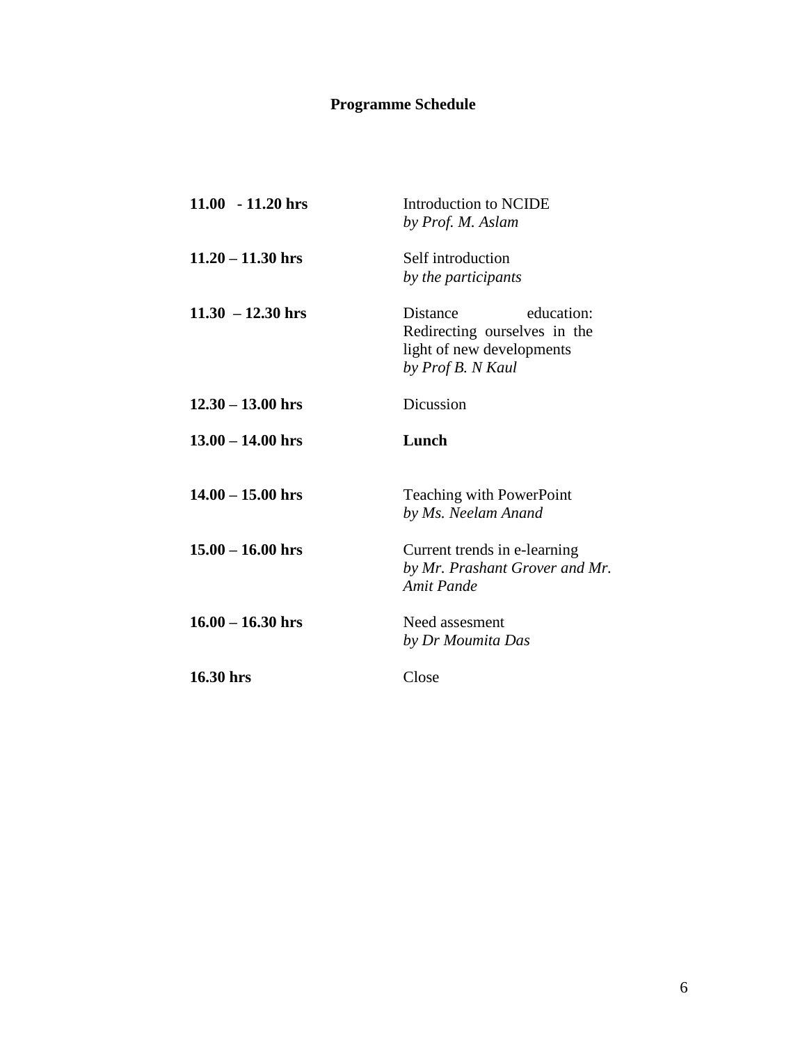**Programme Schedule**

| | |
|---|---|
| **11.00 - 11.20 hrs** | Introduction to NCIDE<br>*by Prof. M. Aslam* |
| **11.20 – 11.30 hrs** | Self introduction<br>*by the participants* |
| **11.30 – 12.30 hrs** | Distance education: Redirecting ourselves in the light of new developments<br>*by Prof B. N Kaul* |
| **12.30 – 13.00 hrs** | Dicussion |
| **13.00 – 14.00 hrs** | **Lunch** |
| **14.00 – 15.00 hrs** | Teaching with PowerPoint<br>*by Ms. Neelam Anand* |
| **15.00 – 16.00 hrs** | Current trends in e-learning<br>*by Mr. Prashant Grover and Mr. Amit Pande* |
| **16.00 – 16.30 hrs** | Need assesment<br>*by Dr Moumita Das* |
| **16.30 hrs** | Close |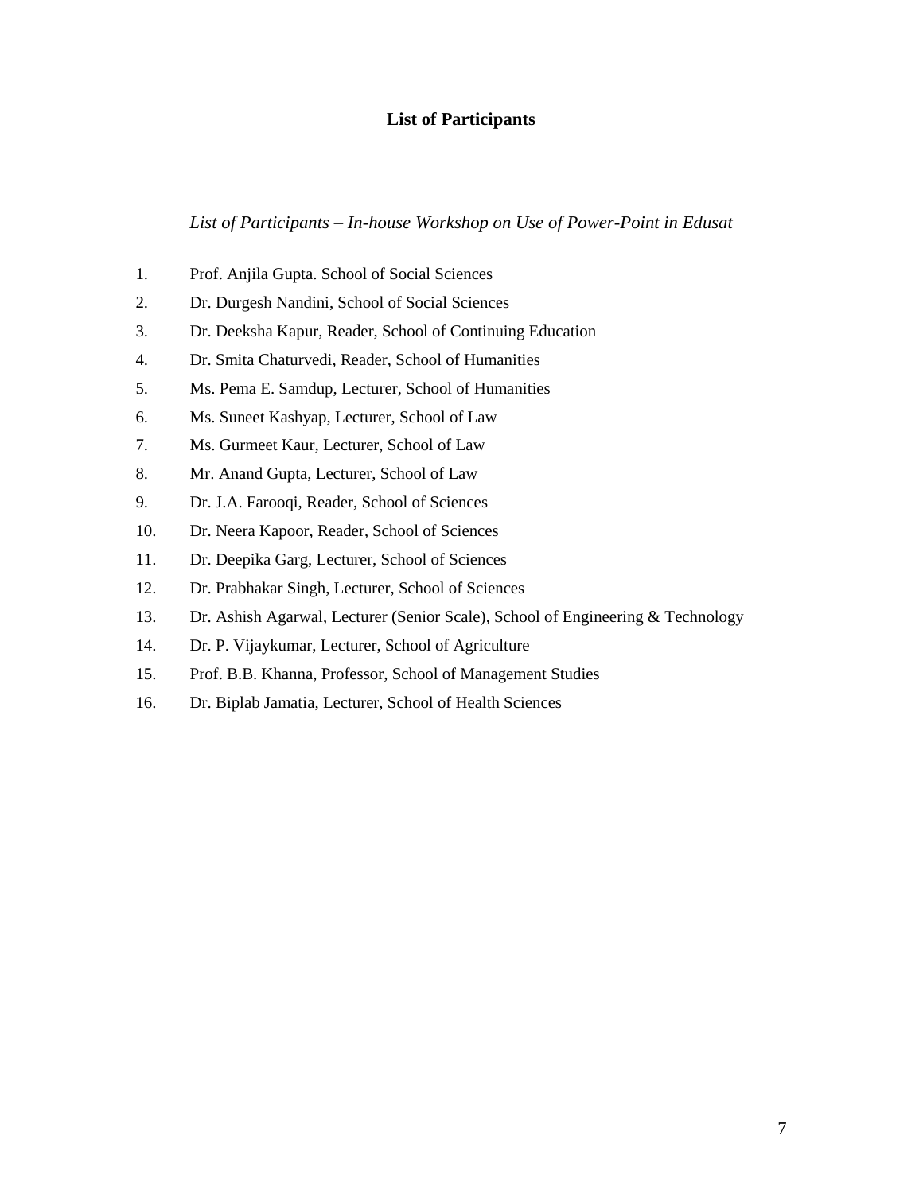# List of Participants

*List of Participants – In-house Workshop on Use of Power-Point in Edusat*

1. Prof. Anjila Gupta. School of Social Sciences
2. Dr. Durgesh Nandini, School of Social Sciences
3. Dr. Deeksha Kapur, Reader, School of Continuing Education
4. Dr. Smita Chaturvedi, Reader, School of Humanities
5. Ms. Pema E. Samdup, Lecturer, School of Humanities
6. Ms. Suneet Kashyap, Lecturer, School of Law
7. Ms. Gurmeet Kaur, Lecturer, School of Law
8. Mr. Anand Gupta, Lecturer, School of Law
9. Dr. J.A. Farooqi, Reader, School of Sciences
10. Dr. Neera Kapoor, Reader, School of Sciences
11. Dr. Deepika Garg, Lecturer, School of Sciences
12. Dr. Prabhakar Singh, Lecturer, School of Sciences
13. Dr. Ashish Agarwal, Lecturer (Senior Scale), School of Engineering & Technology
14. Dr. P. Vijaykumar, Lecturer, School of Agriculture
15. Prof. B.B. Khanna, Professor, School of Management Studies
16. Dr. Biplab Jamatia, Lecturer, School of Health Sciences